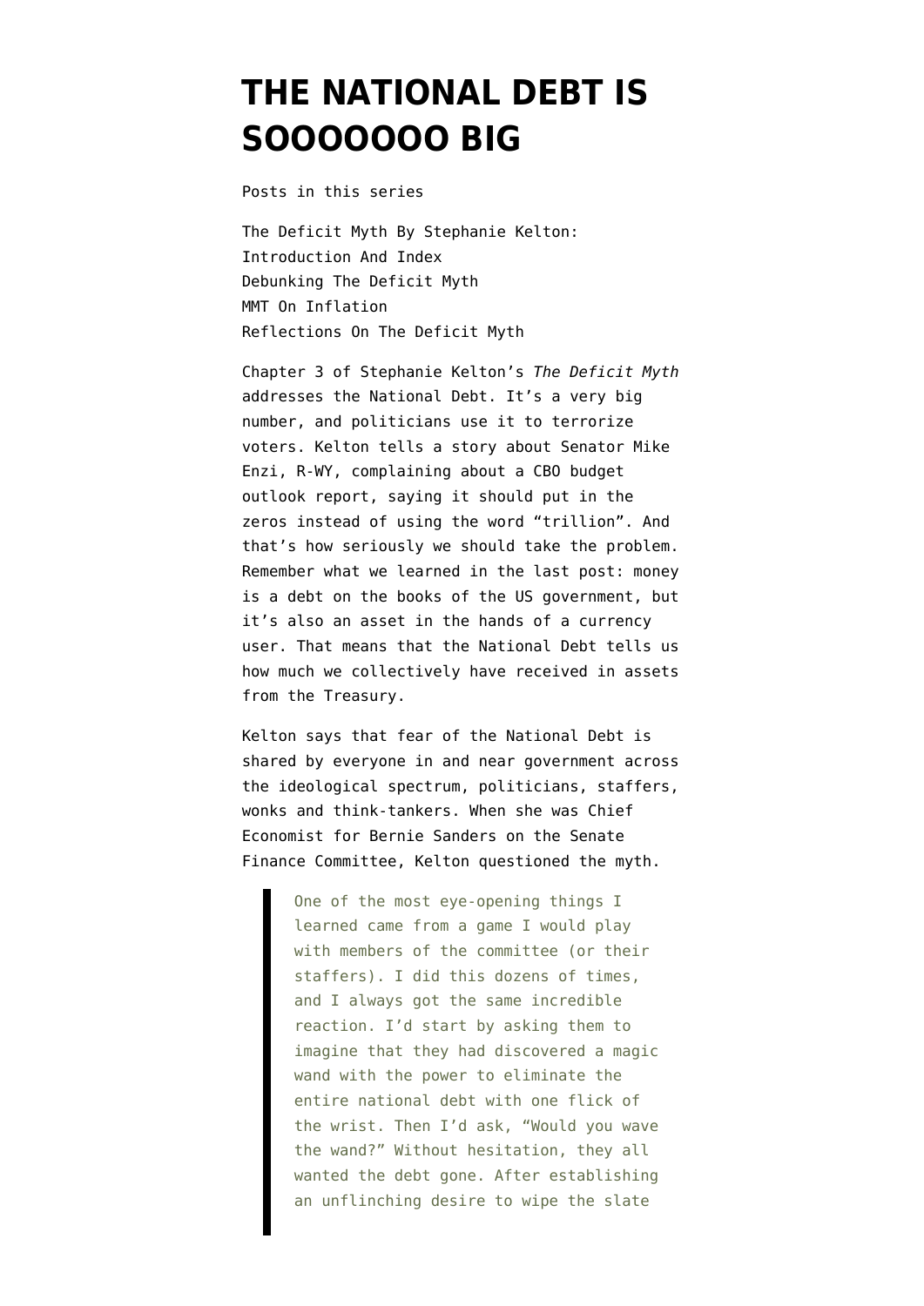# THE NATIONAL DEBT IS SOOOOOOO BIG

Posts in this series

The Deficit Myth By Stephanie Kelton: Introduction And Index
Debunking The Deficit Myth
MMT On Inflation
Reflections On The Deficit Myth

Chapter 3 of Stephanie Kelton's *The Deficit Myth* addresses the National Debt. It's a very big number, and politicians use it to terrorize voters. Kelton tells a story about Senator Mike Enzi, R-WY, complaining about a CBO budget outlook report, saying it should put in the zeros instead of using the word "trillion". And that's how seriously we should take the problem. Remember what we learned in the last post: money is a debt on the books of the US government, but it's also an asset in the hands of a currency user. That means that the National Debt tells us how much we collectively have received in assets from the Treasury.

Kelton says that fear of the National Debt is shared by everyone in and near government across the ideological spectrum, politicians, staffers, wonks and think-tankers. When she was Chief Economist for Bernie Sanders on the Senate Finance Committee, Kelton questioned the myth.

> One of the most eye-opening things I learned came from a game I would play with members of the committee (or their staffers). I did this dozens of times, and I always got the same incredible reaction. I'd start by asking them to imagine that they had discovered a magic wand with the power to eliminate the entire national debt with one flick of the wrist. Then I'd ask, "Would you wave the wand?" Without hesitation, they all wanted the debt gone. After establishing an unflinching desire to wipe the slate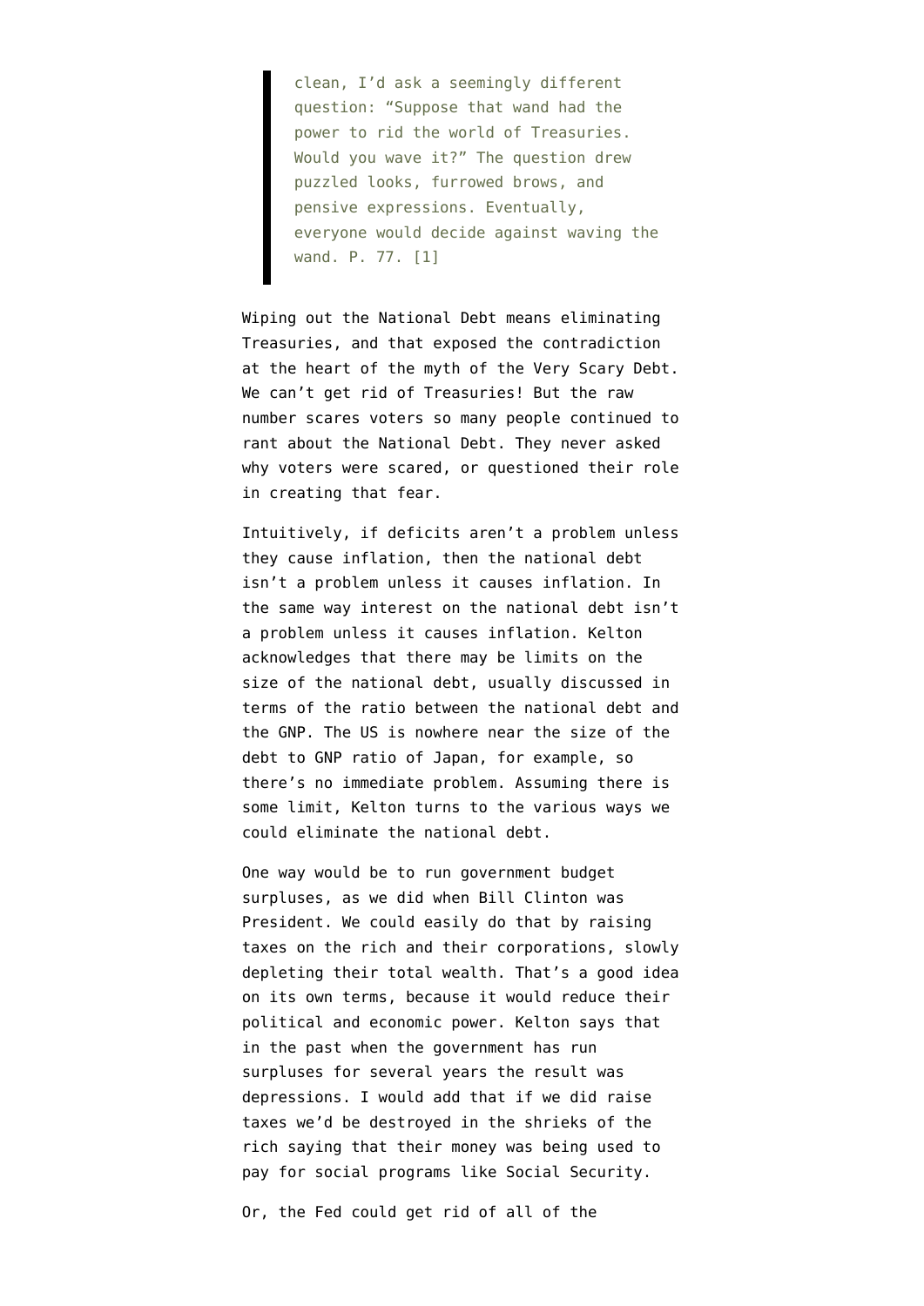> clean, I'd ask a seemingly different question: "Suppose that wand had the power to rid the world of Treasuries. Would you wave it?" The question drew puzzled looks, furrowed brows, and pensive expressions. Eventually, everyone would decide against waving the wand. P. 77. [1]

Wiping out the National Debt means eliminating Treasuries, and that exposed the contradiction at the heart of the myth of the Very Scary Debt. We can't get rid of Treasuries! But the raw number scares voters so many people continued to rant about the National Debt. They never asked why voters were scared, or questioned their role in creating that fear.

Intuitively, if deficits aren't a problem unless they cause inflation, then the national debt isn't a problem unless it causes inflation. In the same way interest on the national debt isn't a problem unless it causes inflation. Kelton acknowledges that there may be limits on the size of the national debt, usually discussed in terms of the ratio between the national debt and the GNP. The US is nowhere near the size of the debt to GNP ratio of Japan, for example, so there's no immediate problem. Assuming there is some limit, Kelton turns to the various ways we could eliminate the national debt.

One way would be to run government budget surpluses, as we did when Bill Clinton was President. We could easily do that by raising taxes on the rich and their corporations, slowly depleting their total wealth. That's a good idea on its own terms, because it would reduce their political and economic power. Kelton says that in the past when the government has run surpluses for several years the result was depressions. I would add that if we did raise taxes we'd be destroyed in the shrieks of the rich saying that their money was being used to pay for social programs like Social Security.

Or, the Fed could get rid of all of the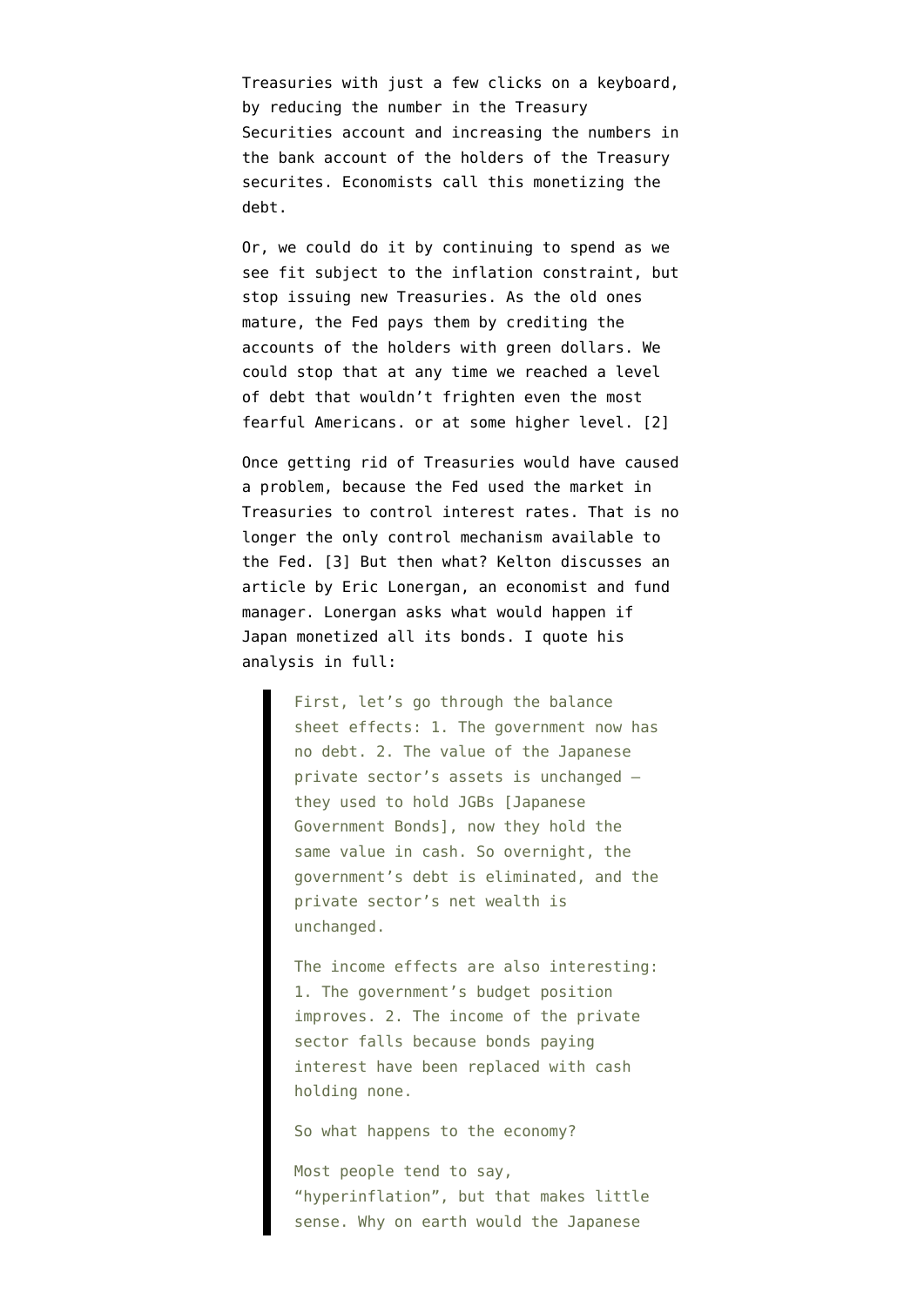Treasuries with just a few clicks on a keyboard, by reducing the number in the Treasury Securities account and increasing the numbers in the bank account of the holders of the Treasury securites. Economists call this monetizing the debt.

Or, we could do it by continuing to spend as we see fit subject to the inflation constraint, but stop issuing new Treasuries. As the old ones mature, the Fed pays them by crediting the accounts of the holders with green dollars. We could stop that at any time we reached a level of debt that wouldn't frighten even the most fearful Americans. or at some higher level. [2]

Once getting rid of Treasuries would have caused a problem, because the Fed used the market in Treasuries to control interest rates. That is no longer the only control mechanism available to the Fed. [3] But then what? Kelton discusses an article by Eric Lonergan, an economist and fund manager. Lonergan asks what would happen if Japan monetized all its bonds. I quote his analysis in full:

> First, let's go through the balance sheet effects: 1. The government now has no debt. 2. The value of the Japanese private sector's assets is unchanged – they used to hold JGBs [Japanese Government Bonds], now they hold the same value in cash. So overnight, the government's debt is eliminated, and the private sector's net wealth is unchanged.
>
> The income effects are also interesting: 1. The government's budget position improves. 2. The income of the private sector falls because bonds paying interest have been replaced with cash holding none.
>
> So what happens to the economy?
>
> Most people tend to say, "hyperinflation", but that makes little sense. Why on earth would the Japanese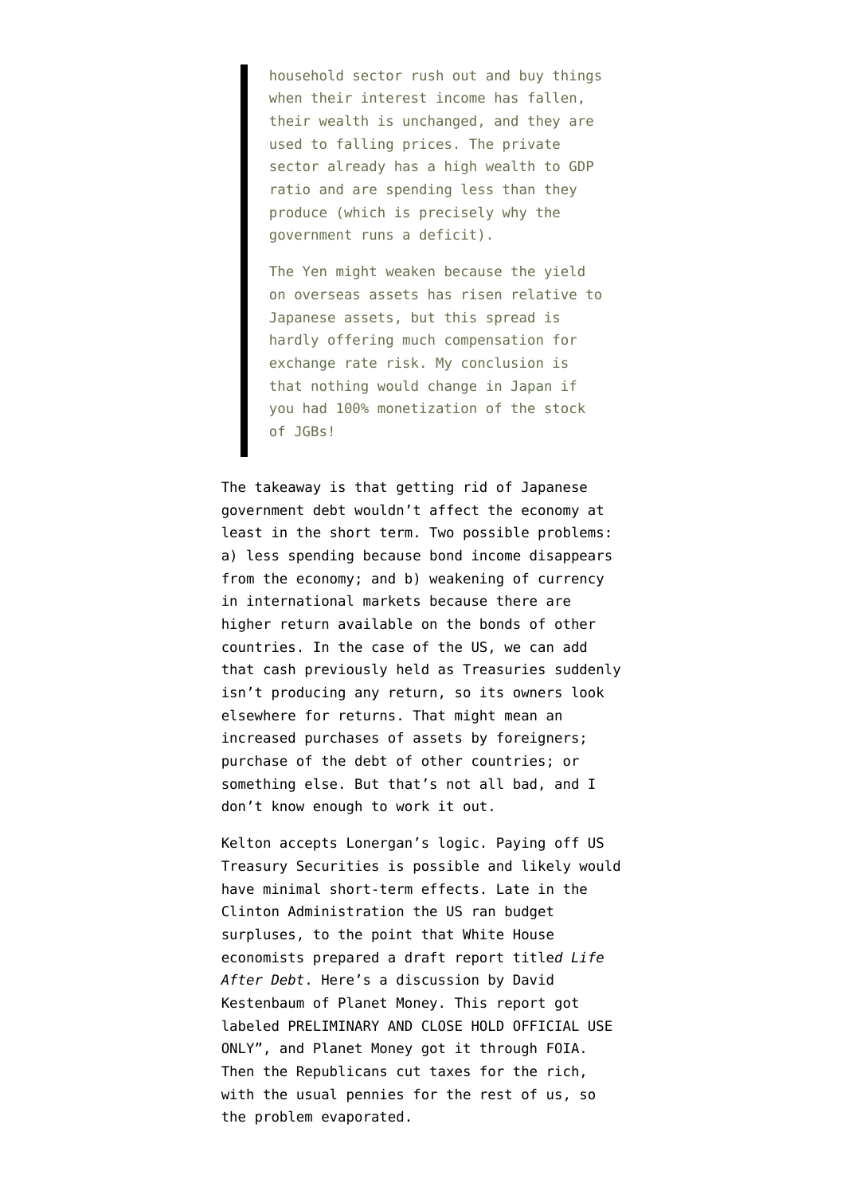> household sector rush out and buy things when their interest income has fallen, their wealth is unchanged, and they are used to falling prices. The private sector already has a high wealth to GDP ratio and are spending less than they produce (which is precisely why the government runs a deficit).
>
> The Yen might weaken because the yield on overseas assets has risen relative to Japanese assets, but this spread is hardly offering much compensation for exchange rate risk. My conclusion is that nothing would change in Japan if you had 100% monetization of the stock of JGBs!

The takeaway is that getting rid of Japanese government debt wouldn't affect the economy at least in the short term. Two possible problems: a) less spending because bond income disappears from the economy; and b) weakening of currency in international markets because there are higher return available on the bonds of other countries. In the case of the US, we can add that cash previously held as Treasuries suddenly isn't producing any return, so its owners look elsewhere for returns. That might mean an increased purchases of assets by foreigners; purchase of the debt of other countries; or something else. But that's not all bad, and I don't know enough to work it out.

Kelton accepts Lonergan's logic. Paying off US Treasury Securities is possible and likely would have minimal short-term effects. Late in the Clinton Administration the US ran budget surpluses, to the point that White House economists prepared a draft report title*d Life After Debt*. Here's a discussion by David Kestenbaum of Planet Money. This report got labeled PRELIMINARY AND CLOSE HOLD OFFICIAL USE ONLY", and Planet Money got it through FOIA. Then the Republicans cut taxes for the rich, with the usual pennies for the rest of us, so the problem evaporated.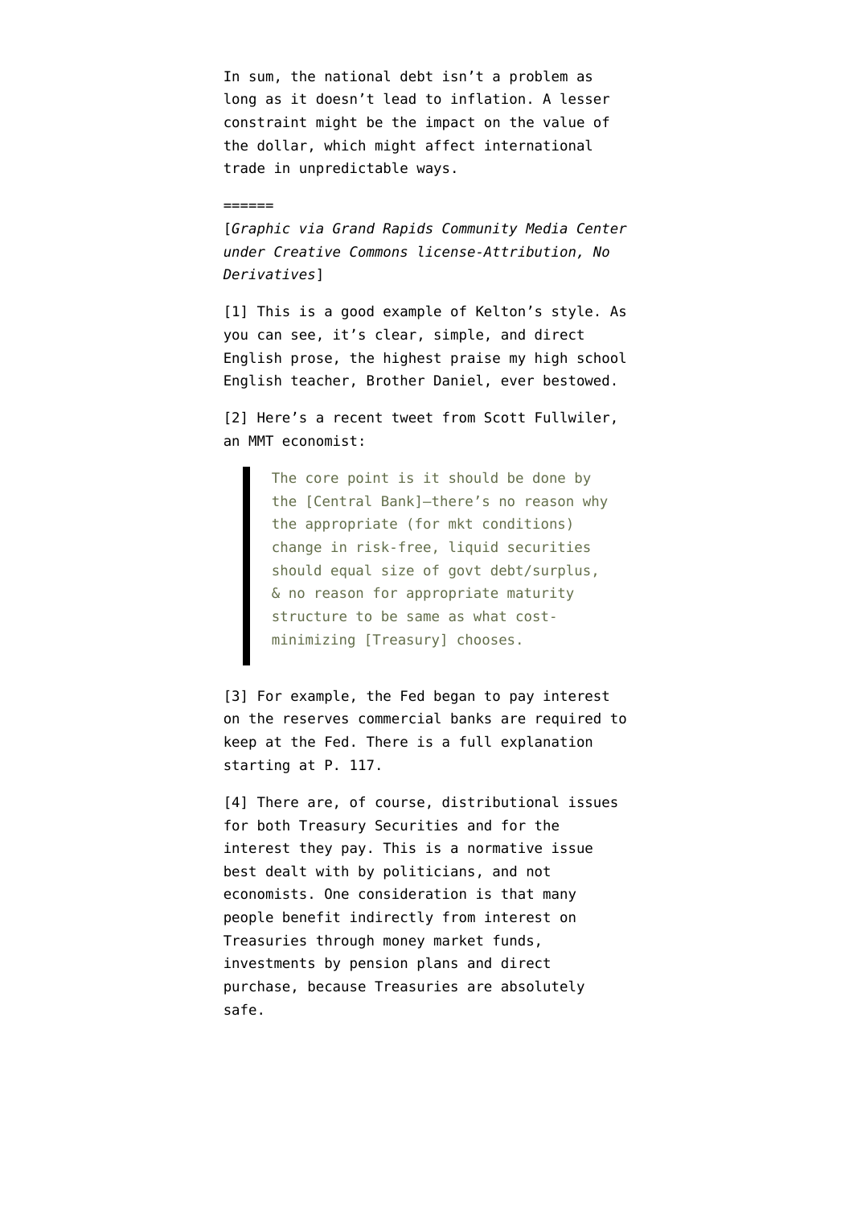In sum, the national debt isn't a problem as long as it doesn't lead to inflation. A lesser constraint might be the impact on the value of the dollar, which might affect international trade in unpredictable ways.

======

[*Graphic via Grand Rapids Community Media Center under Creative Commons license-Attribution, No Derivatives*]

[1] This is a good example of Kelton's style. As you can see, it's clear, simple, and direct English prose, the highest praise my high school English teacher, Brother Daniel, ever bestowed.

[2] Here's a recent tweet from Scott Fullwiler, an MMT economist:

> The core point is it should be done by the [Central Bank]—there's no reason why the appropriate (for mkt conditions) change in risk-free, liquid securities should equal size of govt debt/surplus, & no reason for appropriate maturity structure to be same as what cost-minimizing [Treasury] chooses.

[3] For example, the Fed began to pay interest on the reserves commercial banks are required to keep at the Fed. There is a full explanation starting at P. 117.

[4] There are, of course, distributional issues for both Treasury Securities and for the interest they pay. This is a normative issue best dealt with by politicians, and not economists. One consideration is that many people benefit indirectly from interest on Treasuries through money market funds, investments by pension plans and direct purchase, because Treasuries are absolutely safe.